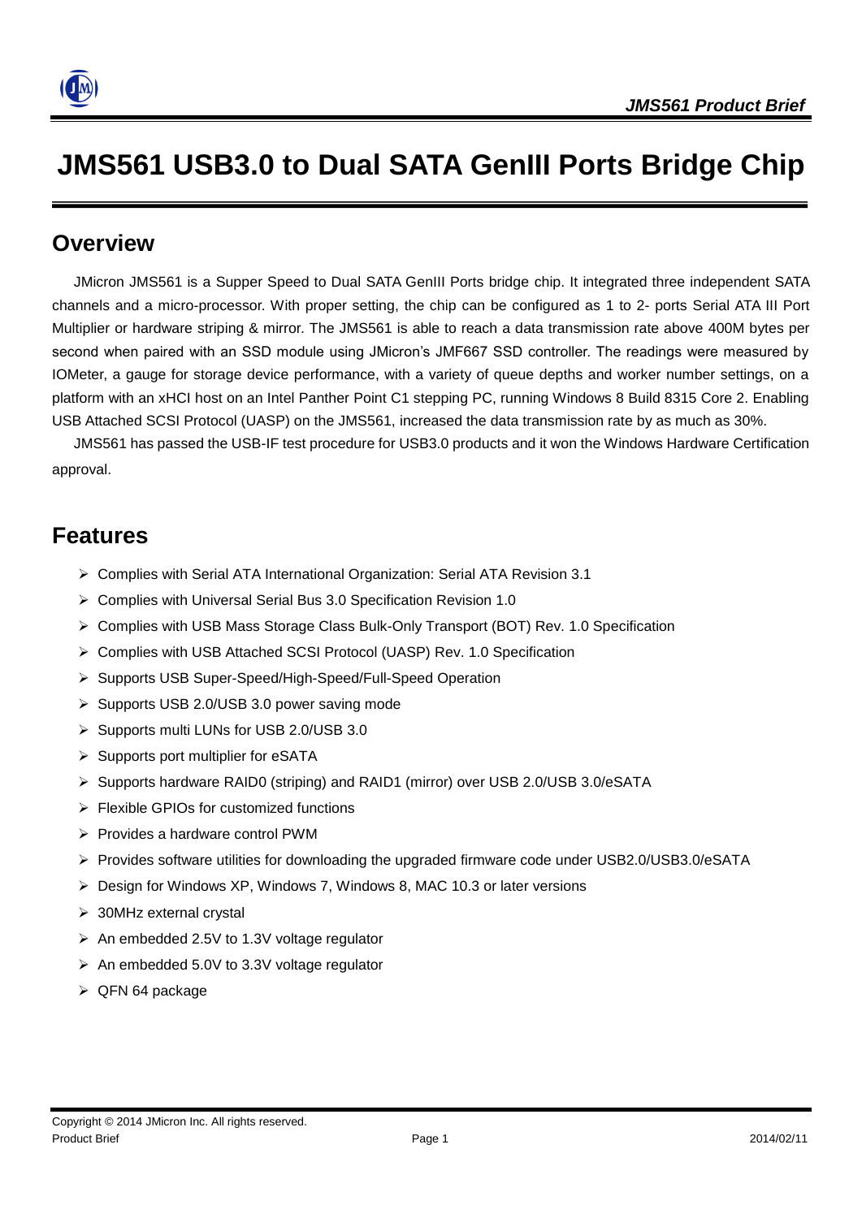# JMS561 USB3.0 to Dual SATA GenIII Ports Bridge Chip

## Overview

JMicron JMS561 is a Supper Speed to Dual SATA GenIII Ports bridge chip. It integrated three independent SATA channels and a micro-processor. With proper setting, the chip can be configured as 1 to 2- ports Serial ATA III Port Multiplier or hardware striping & mirror. The JMS561 is able to reach a data transmission rate above 400M bytes per second when paired with an SSD module using JMicron's JMF667 SSD controller. The readings were measured by IOMeter, a gauge for storage device performance, with a variety of queue depths and worker number settings, on a platform with an xHCI host on an Intel Panther Point C1 stepping PC, running Windows 8 Build 8315 Core 2. Enabling USB Attached SCSI Protocol (UASP) on the JMS561, increased the data transmission rate by as much as 30%.

JMS561 has passed the USB-IF test procedure for USB3.0 products and it won the Windows Hardware Certification approval.

## Features

- Complies with Serial ATA International Organization: Serial ATA Revision 3.1
- Complies with Universal Serial Bus 3.0 Specification Revision 1.0
- Complies with USB Mass Storage Class Bulk-Only Transport (BOT) Rev. 1.0 Specification
- Complies with USB Attached SCSI Protocol (UASP) Rev. 1.0 Specification
- Supports USB Super-Speed/High-Speed/Full-Speed Operation
- Supports USB 2.0/USB 3.0 power saving mode
- Supports multi LUNs for USB 2.0/USB 3.0
- Supports port multiplier for eSATA
- Supports hardware RAID0 (striping) and RAID1 (mirror) over USB 2.0/USB 3.0/eSATA
- Flexible GPIOs for customized functions
- Provides a hardware control PWM
- Provides software utilities for downloading the upgraded firmware code under USB2.0/USB3.0/eSATA
- Design for Windows XP, Windows 7, Windows 8, MAC 10.3 or later versions
- 30MHz external crystal
- An embedded 2.5V to 1.3V voltage regulator
- An embedded 5.0V to 3.3V voltage regulator
- QFN 64 package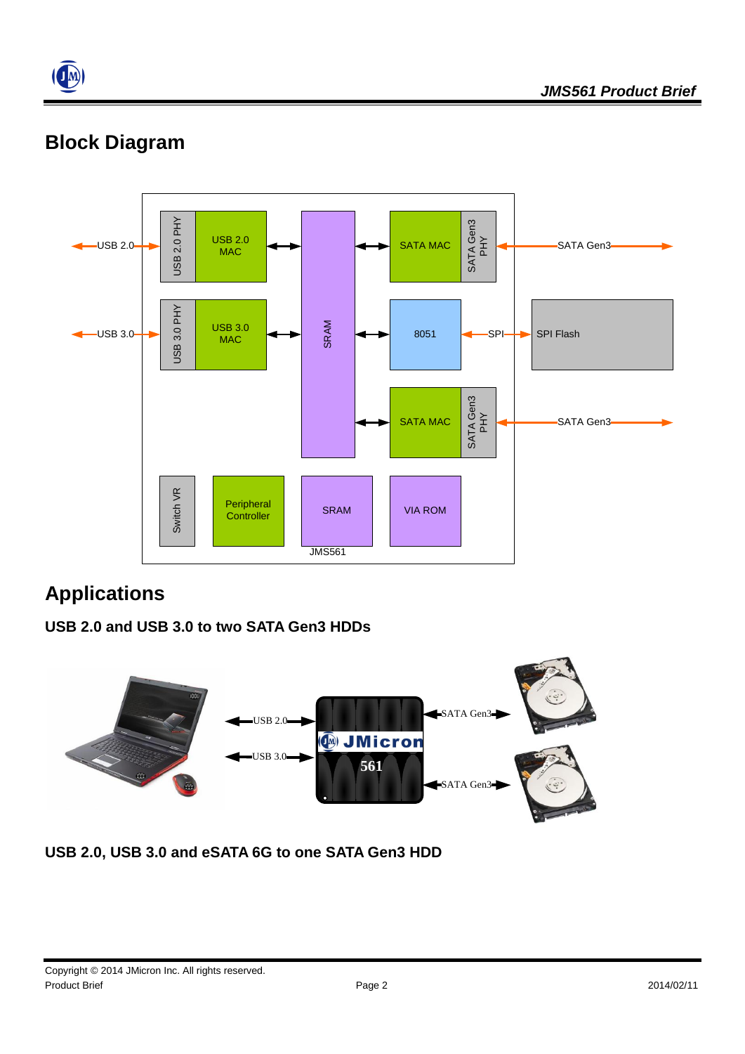## Block Diagram

USB 2.0, USB 3.0, USB 2.0 PHY, USB 2.0 MAC, USB 3.0 PHY, USB 3.0 MAC, SRAM, SATA MAC, SATA Gen3 PHY, SATA Gen3, 8051, SPI, SPI Flash, SATA MAC, SATA Gen3 PHY, SATA Gen3, Switch VR, Peripheral Controller, SRAM, VIA ROM, JMS561

## Applications

### USB 2.0 and USB 3.0 to two SATA Gen3 HDDs

USB 2.0, USB 3.0, JMicron 561, SATA Gen3, SATA Gen3

### USB 2.0, USB 3.0 and eSATA 6G to one SATA Gen3 HDD

Copyright © 2014 JMicron Inc. All rights reserved.
Product Brief
2014/02/11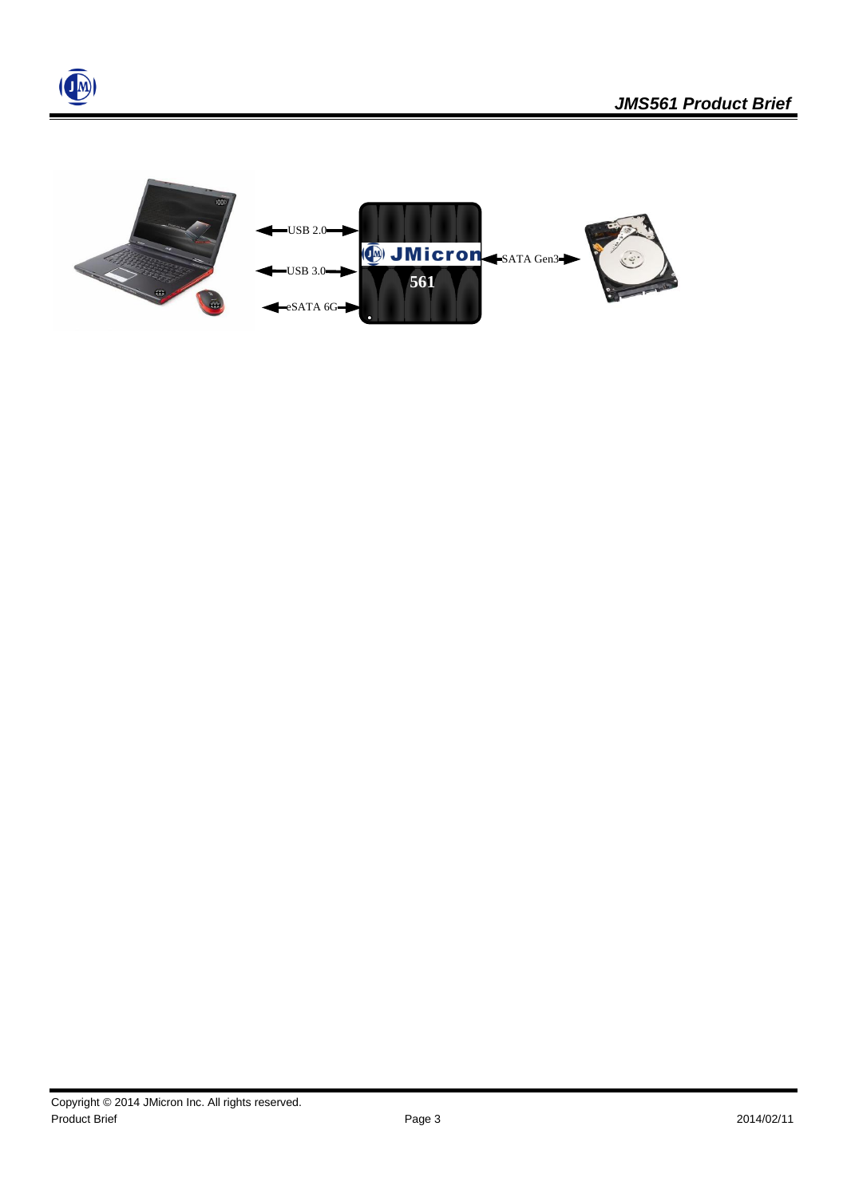USB 2.0

USB 3.0

eSATA 6G

JMicron

561

SATA Gen3